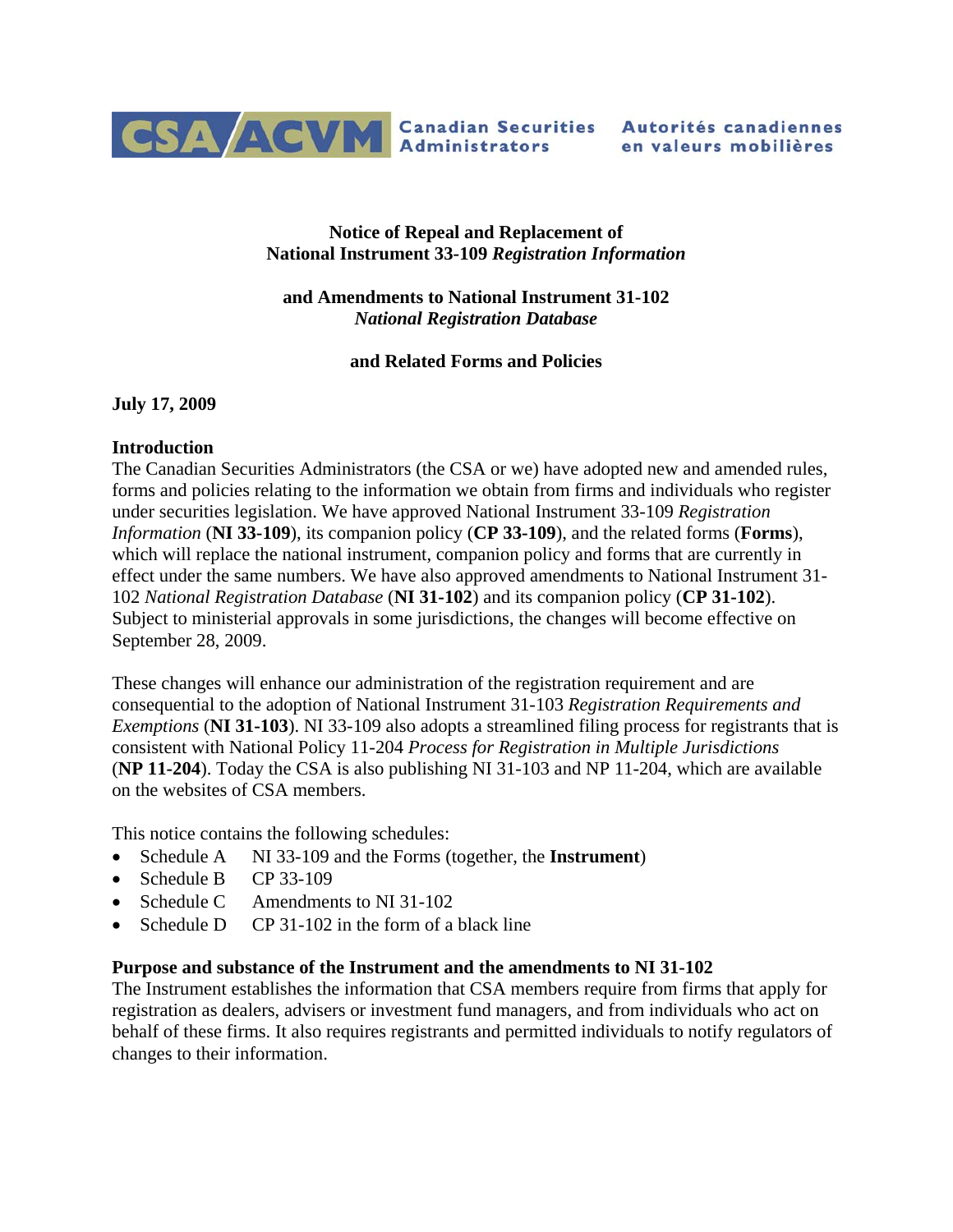CSA/ACVM Canadian Securities Administrators Autorités canadiennes en valeurs mobilières

# Notice of Repeal and Replacement of National Instrument 33-109 *Registration Information*

# and Amendments to National Instrument 31-102 *National Registration Database*

# and Related Forms and Policies

**July 17, 2009**

## Introduction

The Canadian Securities Administrators (the CSA or we) have adopted new and amended rules, forms and policies relating to the information we obtain from firms and individuals who register under securities legislation. We have approved National Instrument 33-109 *Registration Information* (**NI 33-109**), its companion policy (**CP 33-109**), and the related forms (**Forms**), which will replace the national instrument, companion policy and forms that are currently in effect under the same numbers. We have also approved amendments to National Instrument 31-102 *National Registration Database* (**NI 31-102**) and its companion policy (**CP 31-102**). Subject to ministerial approvals in some jurisdictions, the changes will become effective on September 28, 2009.

These changes will enhance our administration of the registration requirement and are consequential to the adoption of National Instrument 31-103 *Registration Requirements and Exemptions* (**NI 31-103**). NI 33-109 also adopts a streamlined filing process for registrants that is consistent with National Policy 11-204 *Process for Registration in Multiple Jurisdictions* (**NP 11-204**). Today the CSA is also publishing NI 31-103 and NP 11-204, which are available on the websites of CSA members.

This notice contains the following schedules:

- Schedule A NI 33-109 and the Forms (together, the **Instrument**)
- Schedule B CP 33-109
- Schedule C Amendments to NI 31-102
- Schedule D CP 31-102 in the form of a black line

## Purpose and substance of the Instrument and the amendments to NI 31-102

The Instrument establishes the information that CSA members require from firms that apply for registration as dealers, advisers or investment fund managers, and from individuals who act on behalf of these firms. It also requires registrants and permitted individuals to notify regulators of changes to their information.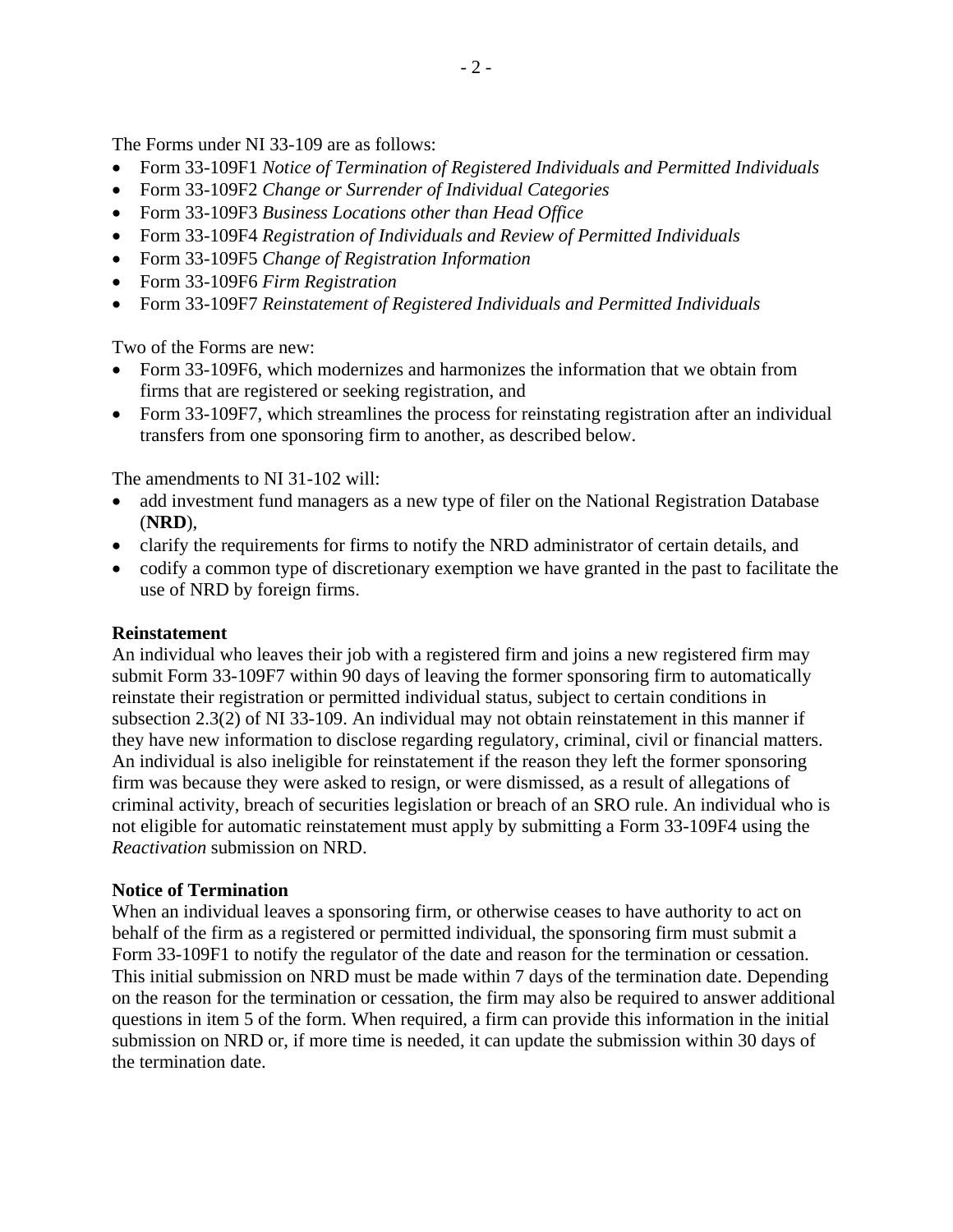The Forms under NI 33-109 are as follows:

- Form 33-109F1 *Notice of Termination of Registered Individuals and Permitted Individuals*
- Form 33-109F2 *Change or Surrender of Individual Categories*
- Form 33-109F3 *Business Locations other than Head Office*
- Form 33-109F4 *Registration of Individuals and Review of Permitted Individuals*
- Form 33-109F5 *Change of Registration Information*
- Form 33-109F6 *Firm Registration*
- Form 33-109F7 *Reinstatement of Registered Individuals and Permitted Individuals*

Two of the Forms are new:

- Form 33-109F6, which modernizes and harmonizes the information that we obtain from firms that are registered or seeking registration, and
- Form 33-109F7, which streamlines the process for reinstating registration after an individual transfers from one sponsoring firm to another, as described below.

The amendments to NI 31-102 will:

- add investment fund managers as a new type of filer on the National Registration Database (**NRD**),
- clarify the requirements for firms to notify the NRD administrator of certain details, and
- codify a common type of discretionary exemption we have granted in the past to facilitate the use of NRD by foreign firms.

**Reinstatement**

An individual who leaves their job with a registered firm and joins a new registered firm may submit Form 33-109F7 within 90 days of leaving the former sponsoring firm to automatically reinstate their registration or permitted individual status, subject to certain conditions in subsection 2.3(2) of NI 33-109. An individual may not obtain reinstatement in this manner if they have new information to disclose regarding regulatory, criminal, civil or financial matters. An individual is also ineligible for reinstatement if the reason they left the former sponsoring firm was because they were asked to resign, or were dismissed, as a result of allegations of criminal activity, breach of securities legislation or breach of an SRO rule. An individual who is not eligible for automatic reinstatement must apply by submitting a Form 33-109F4 using the *Reactivation* submission on NRD.

**Notice of Termination**

When an individual leaves a sponsoring firm, or otherwise ceases to have authority to act on behalf of the firm as a registered or permitted individual, the sponsoring firm must submit a Form 33-109F1 to notify the regulator of the date and reason for the termination or cessation. This initial submission on NRD must be made within 7 days of the termination date. Depending on the reason for the termination or cessation, the firm may also be required to answer additional questions in item 5 of the form. When required, a firm can provide this information in the initial submission on NRD or, if more time is needed, it can update the submission within 30 days of the termination date.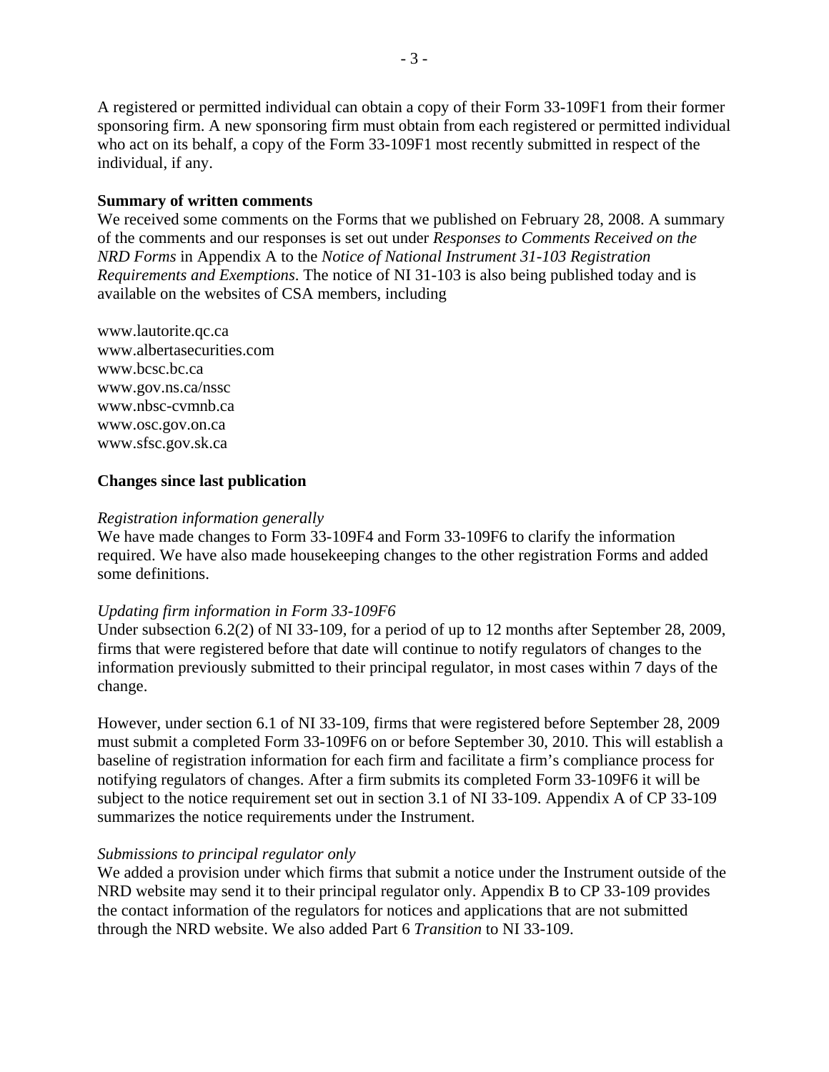A registered or permitted individual can obtain a copy of their Form 33-109F1 from their former sponsoring firm. A new sponsoring firm must obtain from each registered or permitted individual who act on its behalf, a copy of the Form 33-109F1 most recently submitted in respect of the individual, if any.

**Summary of written comments**

We received some comments on the Forms that we published on February 28, 2008. A summary of the comments and our responses is set out under *Responses to Comments Received on the NRD Forms* in Appendix A to the *Notice of National Instrument 31-103 Registration Requirements and Exemptions*. The notice of NI 31-103 is also being published today and is available on the websites of CSA members, including

www.lautorite.qc.ca
www.albertasecurities.com
www.bcsc.bc.ca
www.gov.ns.ca/nssc
www.nbsc-cvmnb.ca
www.osc.gov.on.ca
www.sfsc.gov.sk.ca

**Changes since last publication**

*Registration information generally*

We have made changes to Form 33-109F4 and Form 33-109F6 to clarify the information required. We have also made housekeeping changes to the other registration Forms and added some definitions.

*Updating firm information in Form 33-109F6*

Under subsection 6.2(2) of NI 33-109, for a period of up to 12 months after September 28, 2009, firms that were registered before that date will continue to notify regulators of changes to the information previously submitted to their principal regulator, in most cases within 7 days of the change.

However, under section 6.1 of NI 33-109, firms that were registered before September 28, 2009 must submit a completed Form 33-109F6 on or before September 30, 2010. This will establish a baseline of registration information for each firm and facilitate a firm's compliance process for notifying regulators of changes. After a firm submits its completed Form 33-109F6 it will be subject to the notice requirement set out in section 3.1 of NI 33-109. Appendix A of CP 33-109 summarizes the notice requirements under the Instrument.

*Submissions to principal regulator only*

We added a provision under which firms that submit a notice under the Instrument outside of the NRD website may send it to their principal regulator only. Appendix B to CP 33-109 provides the contact information of the regulators for notices and applications that are not submitted through the NRD website. We also added Part 6 *Transition* to NI 33-109.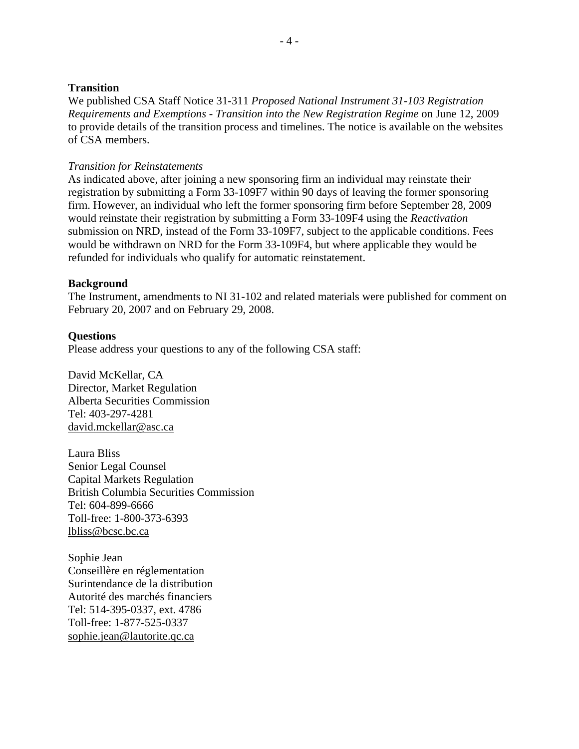**Transition**
We published CSA Staff Notice 31-311 *Proposed National Instrument 31-103 Registration Requirements and Exemptions - Transition into the New Registration Regime* on June 12, 2009 to provide details of the transition process and timelines. The notice is available on the websites of CSA members.

*Transition for Reinstatements*
As indicated above, after joining a new sponsoring firm an individual may reinstate their registration by submitting a Form 33-109F7 within 90 days of leaving the former sponsoring firm. However, an individual who left the former sponsoring firm before September 28, 2009 would reinstate their registration by submitting a Form 33-109F4 using the *Reactivation* submission on NRD, instead of the Form 33-109F7, subject to the applicable conditions. Fees would be withdrawn on NRD for the Form 33-109F4, but where applicable they would be refunded for individuals who qualify for automatic reinstatement.

**Background**
The Instrument, amendments to NI 31-102 and related materials were published for comment on February 20, 2007 and on February 29, 2008.

**Questions**
Please address your questions to any of the following CSA staff:

David McKellar, CA
Director, Market Regulation
Alberta Securities Commission
Tel: 403-297-4281
david.mckellar@asc.ca

Laura Bliss
Senior Legal Counsel
Capital Markets Regulation
British Columbia Securities Commission
Tel: 604-899-6666
Toll-free: 1-800-373-6393
lbliss@bcsc.bc.ca

Sophie Jean
Conseillère en réglementation
Surintendance de la distribution
Autorité des marchés financiers
Tel: 514-395-0337, ext. 4786
Toll-free: 1-877-525-0337
sophie.jean@lautorite.qc.ca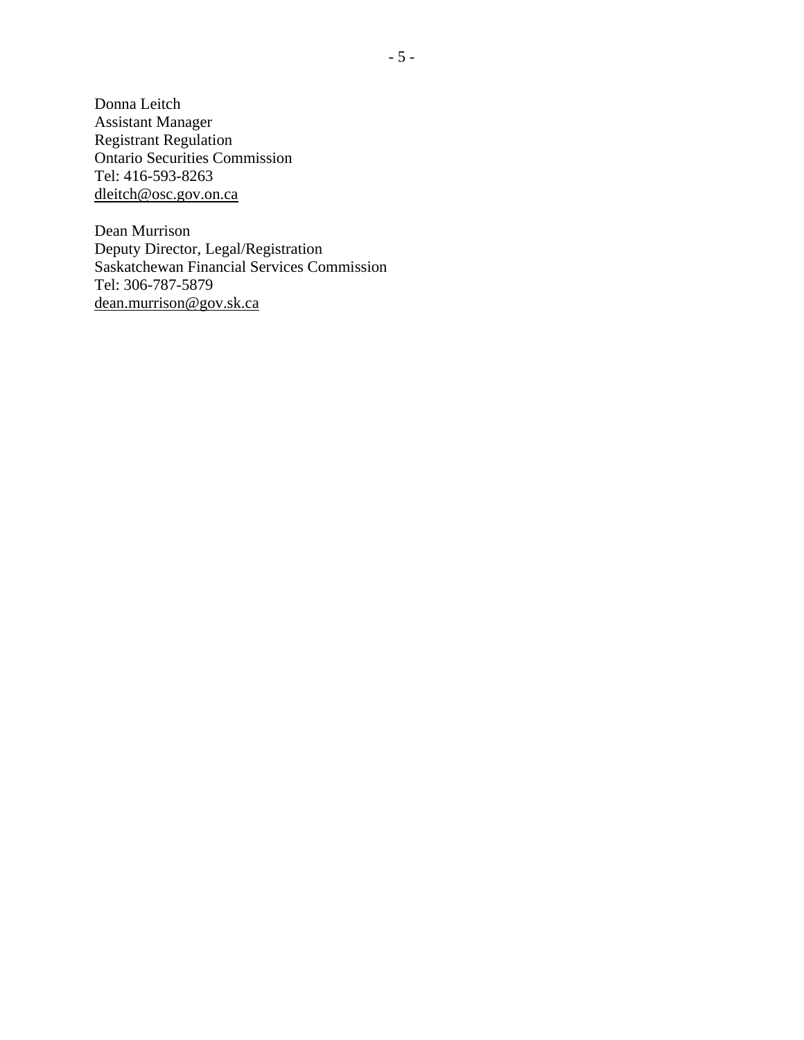Donna Leitch  
Assistant Manager  
Registrant Regulation  
Ontario Securities Commission  
Tel: 416-593-8263  
dleitch@osc.gov.on.ca

Dean Murrison  
Deputy Director, Legal/Registration  
Saskatchewan Financial Services Commission  
Tel: 306-787-5879  
dean.murrison@gov.sk.ca